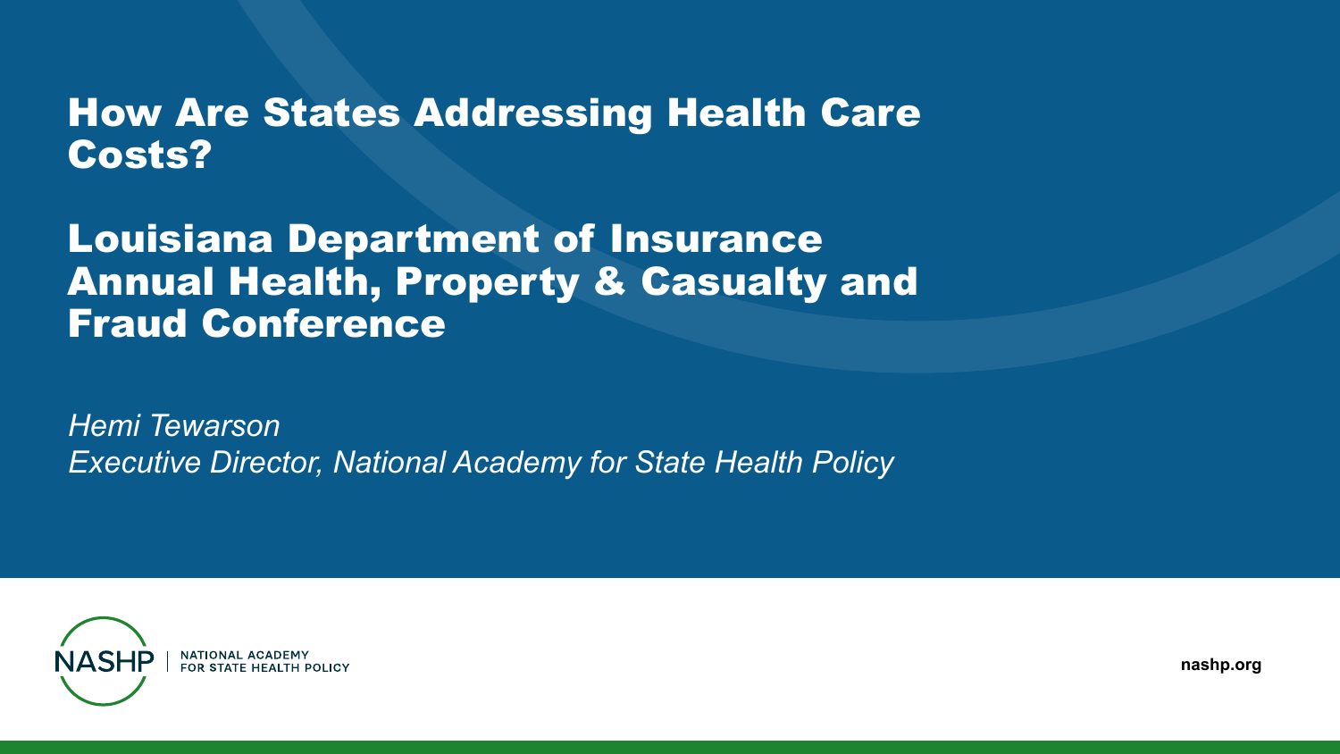# How Are States Addressing Health Care Costs?

# Louisiana Department of Insurance Annual Health, Property & Casualty and Fraud Conference

*Hemi Tewarson*
*Executive Director, National Academy for State Health Policy*

NASHP | NATIONAL ACADEMY FOR STATE HEALTH POLICY

nashp.org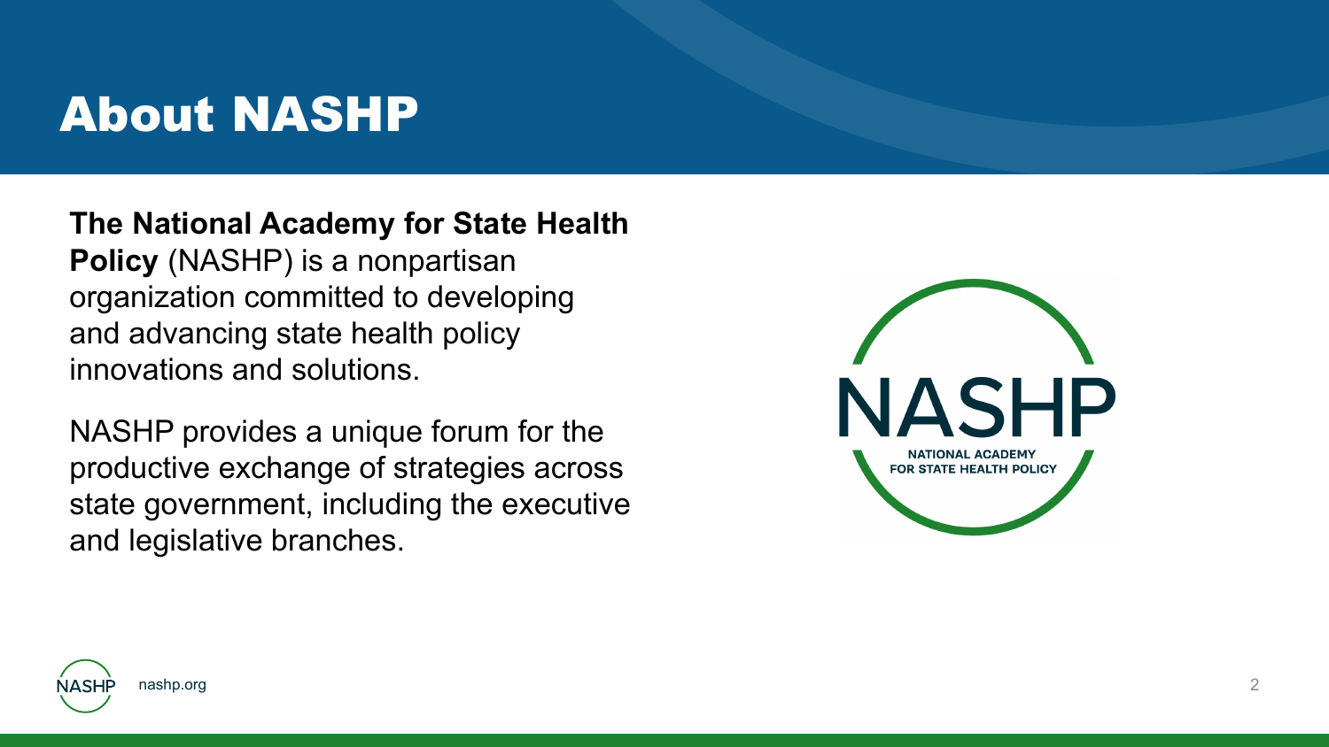# About NASHP

**The National Academy for State Health Policy** (NASHP) is a nonpartisan organization committed to developing and advancing state health policy innovations and solutions.

NASHP provides a unique forum for the productive exchange of strategies across state government, including the executive and legislative branches.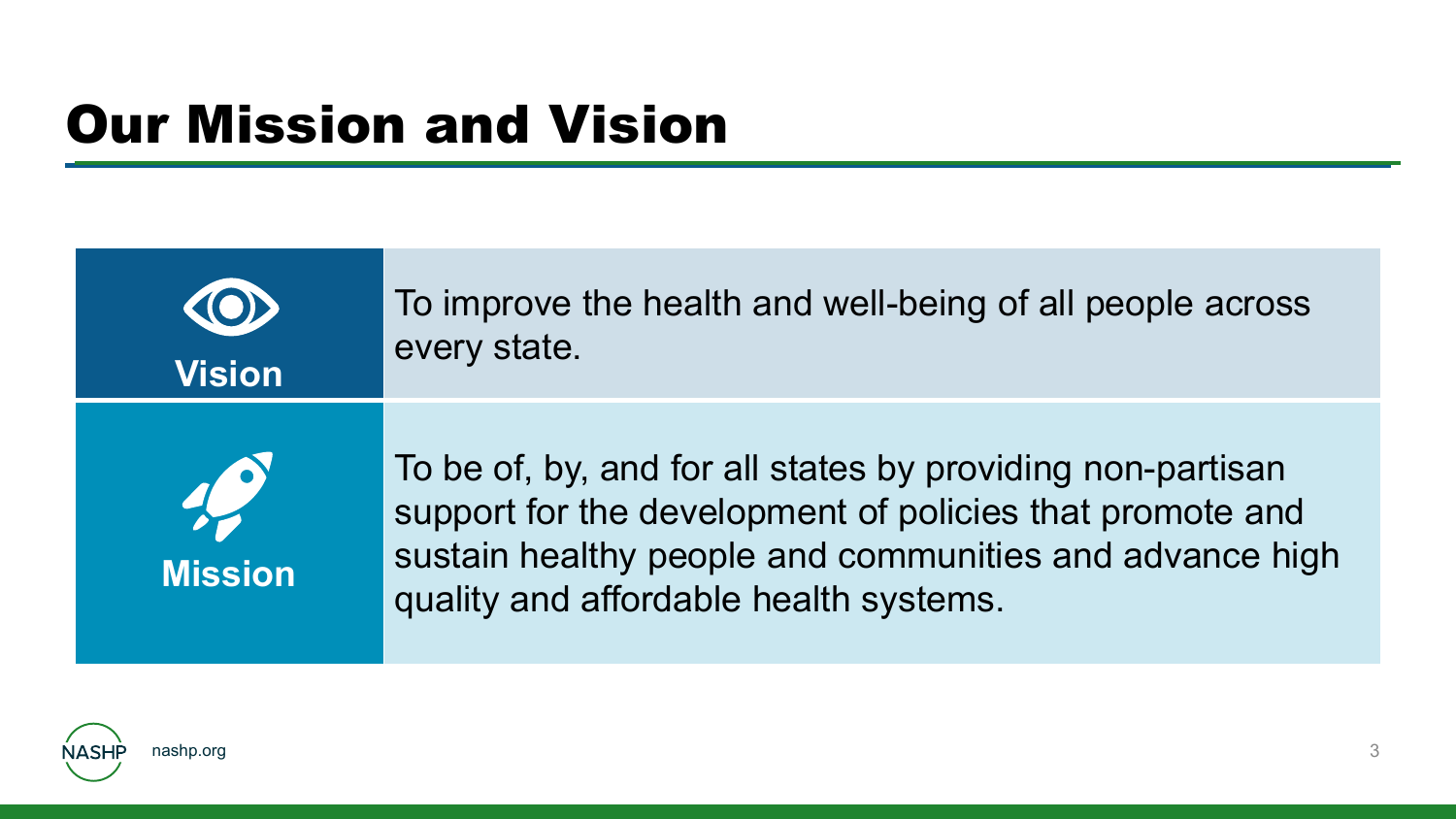# Our Mission and Vision

| | |
|---|---|
| **Vision** | To improve the health and well-being of all people across every state. |
| **Mission** | To be of, by, and for all states by providing non-partisan support for the development of policies that promote and sustain healthy people and communities and advance high quality and affordable health systems. |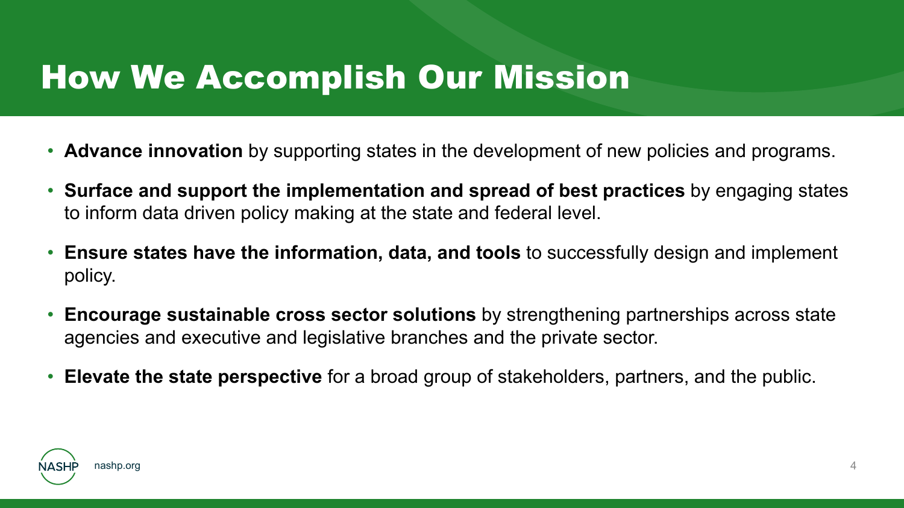# How We Accomplish Our Mission

- **Advance innovation** by supporting states in the development of new policies and programs.
- **Surface and support the implementation and spread of best practices** by engaging states to inform data driven policy making at the state and federal level.
- **Ensure states have the information, data, and tools** to successfully design and implement policy.
- **Encourage sustainable cross sector solutions** by strengthening partnerships across state agencies and executive and legislative branches and the private sector.
- **Elevate the state perspective** for a broad group of stakeholders, partners, and the public.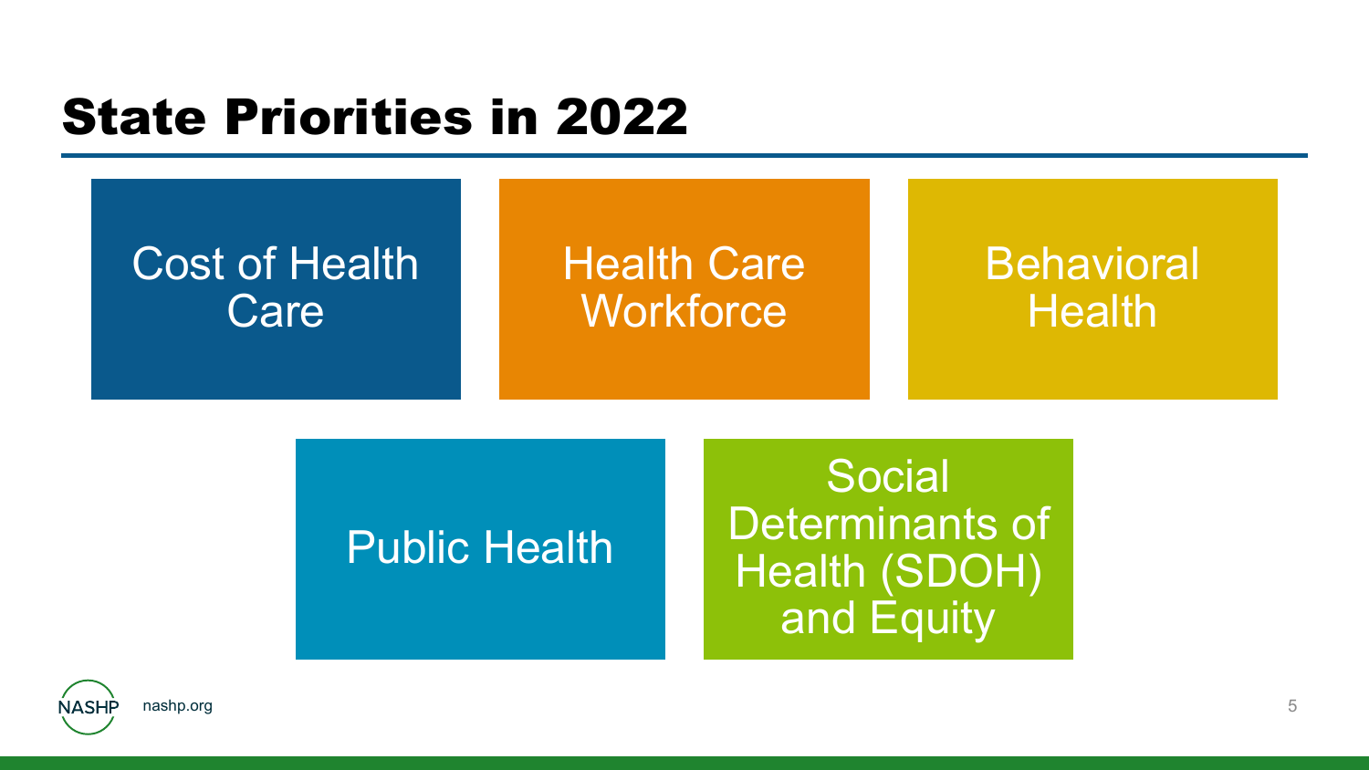# State Priorities in 2022

- Cost of Health Care
- Health Care Workforce
- Behavioral Health
- Public Health
- Social Determinants of Health (SDOH) and Equity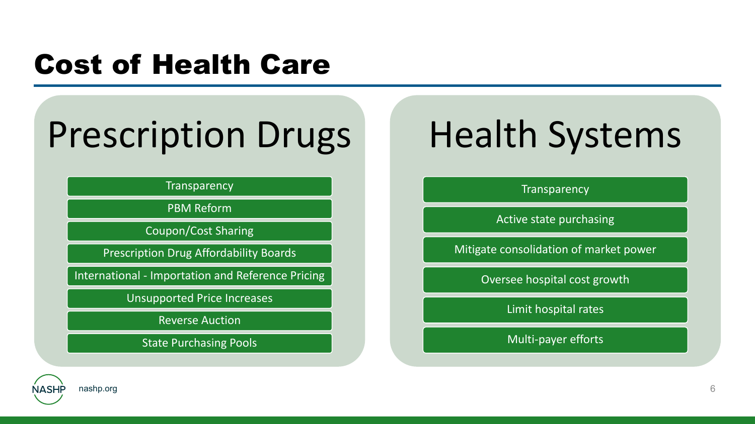# Cost of Health Care

## Prescription Drugs

- Transparency
- PBM Reform
- Coupon/Cost Sharing
- Prescription Drug Affordability Boards
- International - Importation and Reference Pricing
- Unsupported Price Increases
- Reverse Auction
- State Purchasing Pools

## Health Systems

- Transparency
- Active state purchasing
- Mitigate consolidation of market power
- Oversee hospital cost growth
- Limit hospital rates
- Multi-payer efforts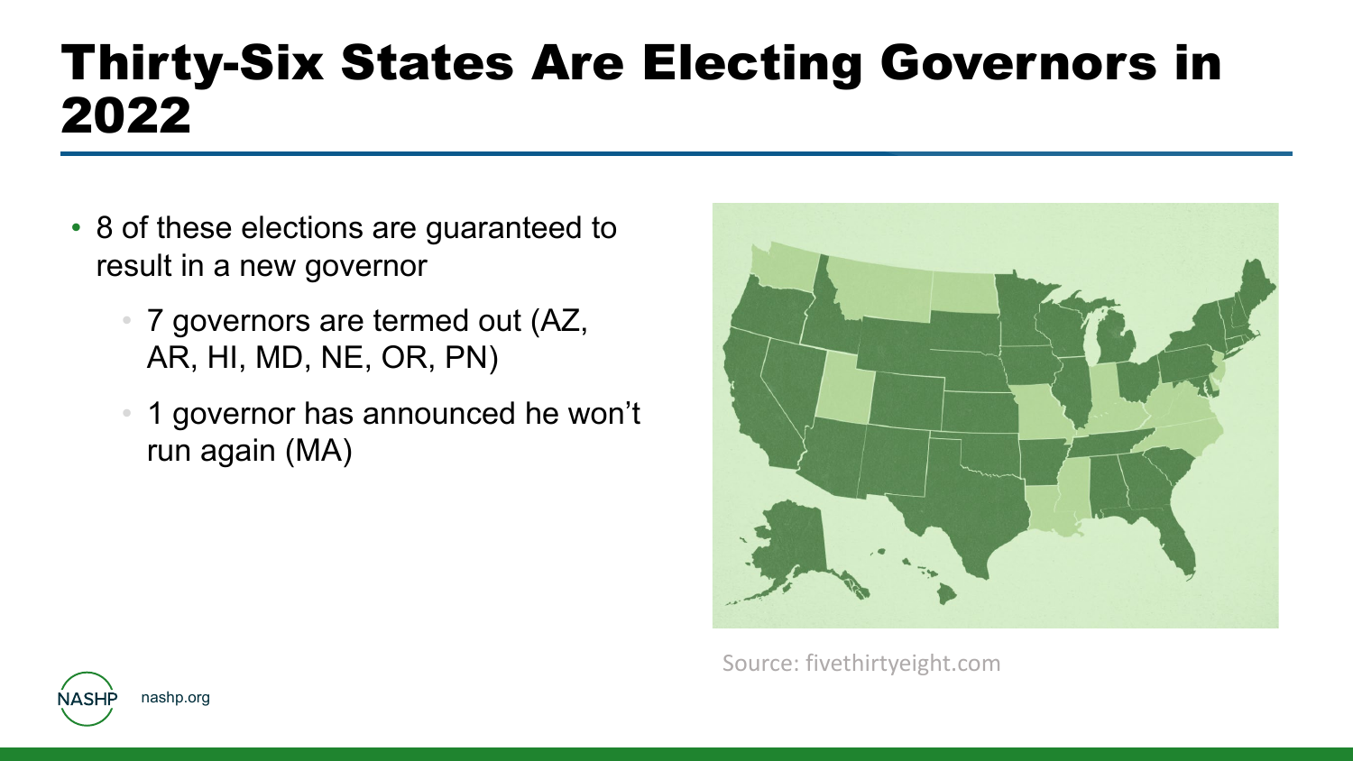# Thirty-Six States Are Electing Governors in 2022

- 8 of these elections are guaranteed to result in a new governor
  - 7 governors are termed out (AZ, AR, HI, MD, NE, OR, PN)
  - 1 governor has announced he won't run again (MA)

Source: fivethirtyeight.com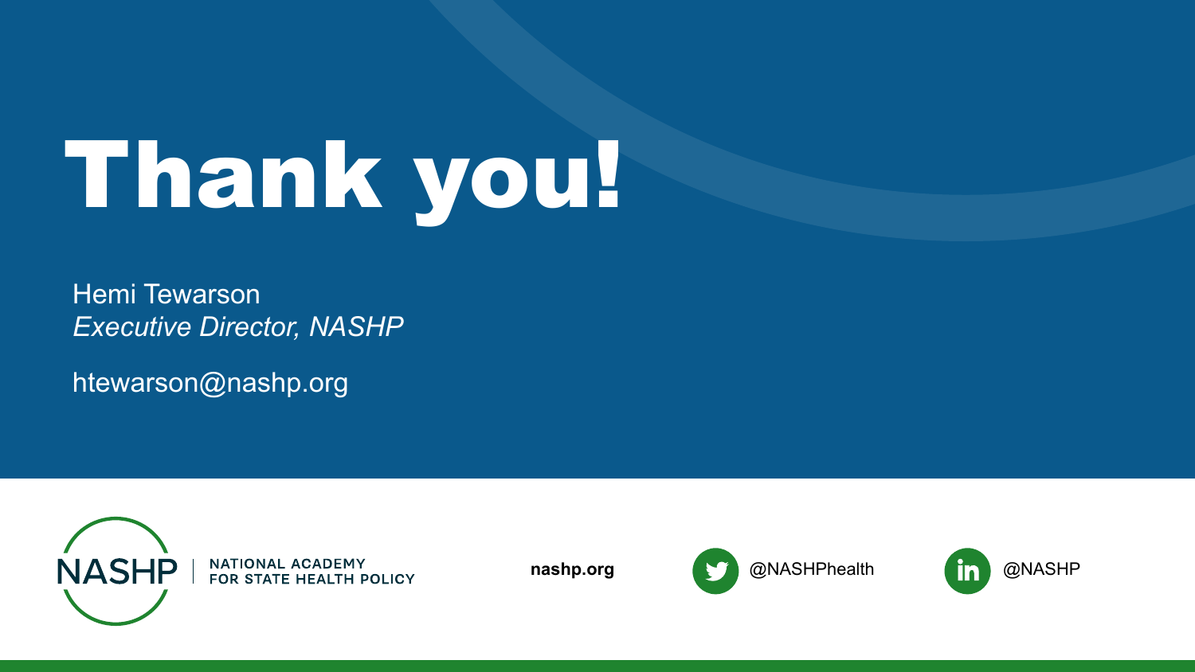# Thank you!

Hemi Tewarson
*Executive Director, NASHP*

htewarson@nashp.org

NASHP | NATIONAL ACADEMY FOR STATE HEALTH POLICY

**nashp.org**

@NASHPhealth

@NASHP